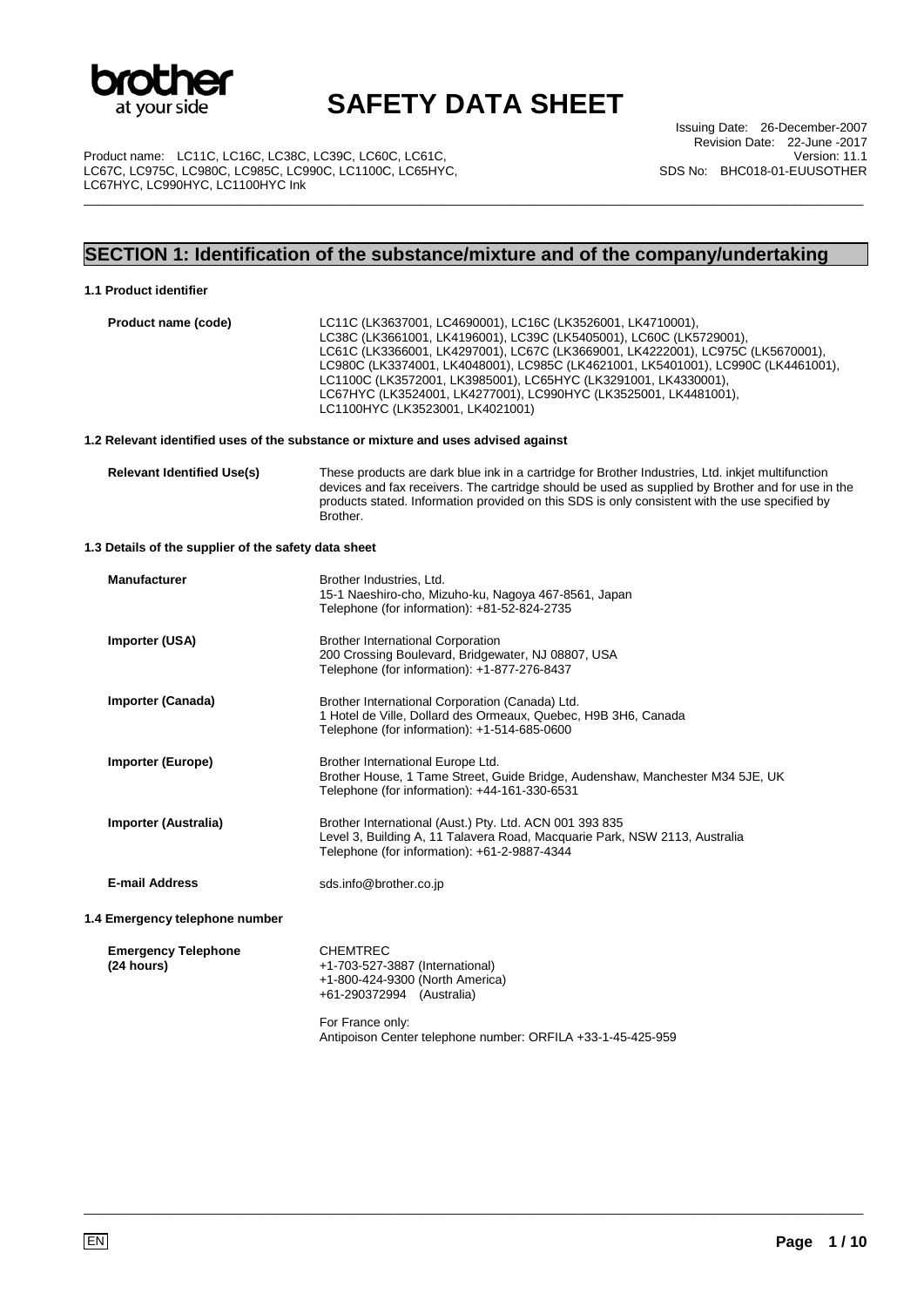# SAFETY DATA SHEET

Product name: LC11C, LC16C, LC38C, LC39C, LC60C, LC61C, LC67C, LC975C, LC980C, LC985C, LC990C, LC1100C, LC65HYC, LC67HYC, LC990HYC, LC1100HYC Ink

Issuing Date: 26-December-2007
Revision Date: 22-June -2017
Version: 11.1
SDS No: BHC018-01-EUUSOTHER

## SECTION 1: Identification of the substance/mixture and of the company/undertaking

### 1.1 Product identifier

**Product name (code)** LC11C (LK3637001, LC4690001), LC16C (LK3526001, LK4710001), LC38C (LK3661001, LK4196001), LC39C (LK5405001), LC60C (LK5729001), LC61C (LK3366001, LK4297001), LC67C (LK3669001, LK4222001), LC975C (LK5670001), LC980C (LK3374001, LK4048001), LC985C (LK4621001, LK5401001), LC990C (LK4461001), LC1100C (LK3572001, LK3985001), LC65HYC (LK3291001, LK4330001), LC67HYC (LK3524001, LK4277001), LC990HYC (LK3525001, LK4481001), LC1100HYC (LK3523001, LK4021001)

### 1.2 Relevant identified uses of the substance or mixture and uses advised against

**Relevant Identified Use(s)** These products are dark blue ink in a cartridge for Brother Industries, Ltd. inkjet multifunction devices and fax receivers. The cartridge should be used as supplied by Brother and for use in the products stated. Information provided on this SDS is only consistent with the use specified by Brother.

### 1.3 Details of the supplier of the safety data sheet

**Manufacturer**
Brother Industries, Ltd.
15-1 Naeshiro-cho, Mizuho-ku, Nagoya 467-8561, Japan
Telephone (for information): +81-52-824-2735

**Importer (USA)**
Brother International Corporation
200 Crossing Boulevard, Bridgewater, NJ 08807, USA
Telephone (for information): +1-877-276-8437

**Importer (Canada)**
Brother International Corporation (Canada) Ltd.
1 Hotel de Ville, Dollard des Ormeaux, Quebec, H9B 3H6, Canada
Telephone (for information): +1-514-685-0600

**Importer (Europe)**
Brother International Europe Ltd.
Brother House, 1 Tame Street, Guide Bridge, Audenshaw, Manchester M34 5JE, UK
Telephone (for information): +44-161-330-6531

**Importer (Australia)**
Brother International (Aust.) Pty. Ltd. ACN 001 393 835
Level 3, Building A, 11 Talavera Road, Macquarie Park, NSW 2113, Australia
Telephone (for information): +61-2-9887-4344

**E-mail Address** sds.info@brother.co.jp

### 1.4 Emergency telephone number

**Emergency Telephone (24 hours)**
CHEMTREC
+1-703-527-3887 (International)
+1-800-424-9300 (North America)
+61-290372994 (Australia)

For France only:
Antipoison Center telephone number: ORFILA +33-1-45-425-959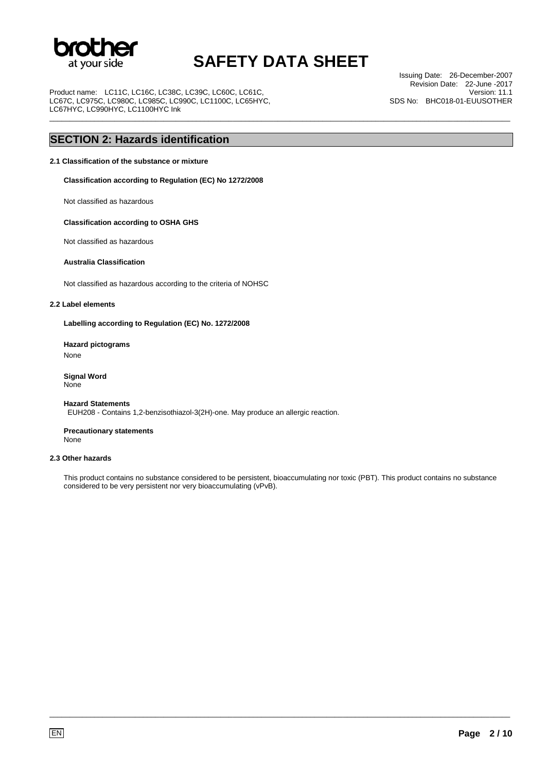## SECTION 2: Hazards identification

### 2.1 Classification of the substance or mixture

**Classification according to Regulation (EC) No 1272/2008**

Not classified as hazardous

**Classification according to OSHA GHS**

Not classified as hazardous

**Australia Classification**

Not classified as hazardous according to the criteria of NOHSC

### 2.2 Label elements

**Labelling according to Regulation (EC) No. 1272/2008**

**Hazard pictograms**
None

**Signal Word**
None

**Hazard Statements**
EUH208 - Contains 1,2-benzisothiazol-3(2H)-one. May produce an allergic reaction.

**Precautionary statements**
None

### 2.3 Other hazards

This product contains no substance considered to be persistent, bioaccumulating nor toxic (PBT). This product contains no substance considered to be very persistent nor very bioaccumulating (vPvB).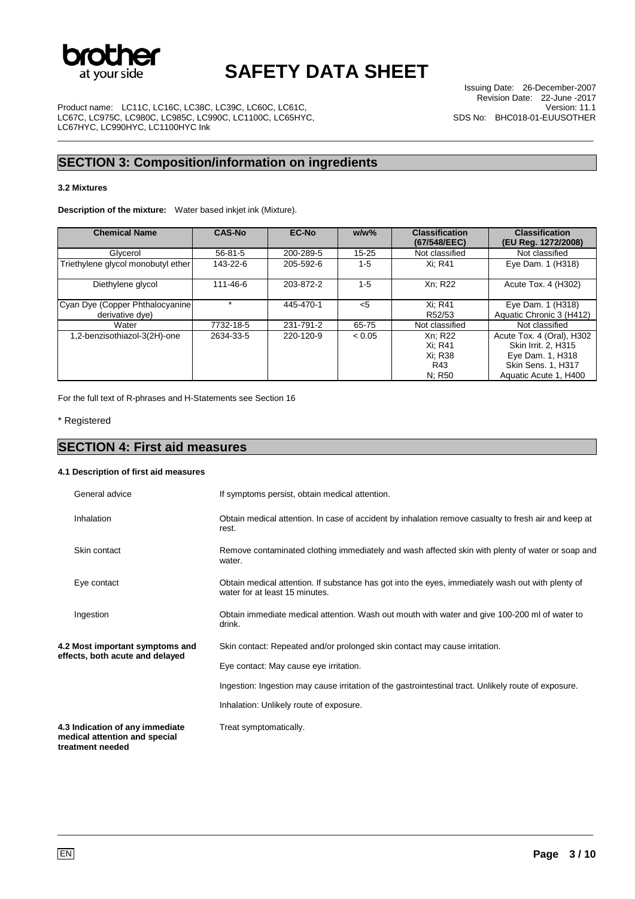## SECTION 3: Composition/information on ingredients

### 3.2 Mixtures

**Description of the mixture:** Water based inkjet ink (Mixture).

| Chemical Name | CAS-No | EC-No | w/w% | Classification (67/548/EEC) | Classification (EU Reg. 1272/2008) |
|---|---|---|---|---|---|
| Glycerol | 56-81-5 | 200-289-5 | 15-25 | Not classified | Not classified |
| Triethylene glycol monobutyl ether | 143-22-6 | 205-592-6 | 1-5 | Xi; R41 | Eye Dam. 1 (H318) |
| Diethylene glycol | 111-46-6 | 203-872-2 | 1-5 | Xn; R22 | Acute Tox. 4 (H302) |
| Cyan Dye (Copper Phthalocyanine derivative dye) | * | 445-470-1 | <5 | Xi; R41<br>R52/53 | Eye Dam. 1 (H318)<br>Aquatic Chronic 3 (H412) |
| Water | 7732-18-5 | 231-791-2 | 65-75 | Not classified | Not classified |
| 1,2-benzisothiazol-3(2H)-one | 2634-33-5 | 220-120-9 | < 0.05 | Xn; R22<br>Xi; R41<br>Xi; R38<br>R43<br>N; R50 | Acute Tox. 4 (Oral), H302<br>Skin Irrit. 2, H315<br>Eye Dam. 1, H318<br>Skin Sens. 1, H317<br>Aquatic Acute 1, H400 |

For the full text of R-phrases and H-Statements see Section 16

\* Registered

## SECTION 4: First aid measures

### 4.1 Description of first aid measures

**General advice**
If symptoms persist, obtain medical attention.

**Inhalation**
Obtain medical attention. In case of accident by inhalation remove casualty to fresh air and keep at rest.

**Skin contact**
Remove contaminated clothing immediately and wash affected skin with plenty of water or soap and water.

**Eye contact**
Obtain medical attention. If substance has got into the eyes, immediately wash out with plenty of water for at least 15 minutes.

**Ingestion**
Obtain immediate medical attention. Wash out mouth with water and give 100-200 ml of water to drink.

### 4.2 Most important symptoms and effects, both acute and delayed

Skin contact: Repeated and/or prolonged skin contact may cause irritation.

Eye contact: May cause eye irritation.

Ingestion: Ingestion may cause irritation of the gastrointestinal tract. Unlikely route of exposure.

Inhalation: Unlikely route of exposure.

### 4.3 Indication of any immediate medical attention and special treatment needed

Treat symptomatically.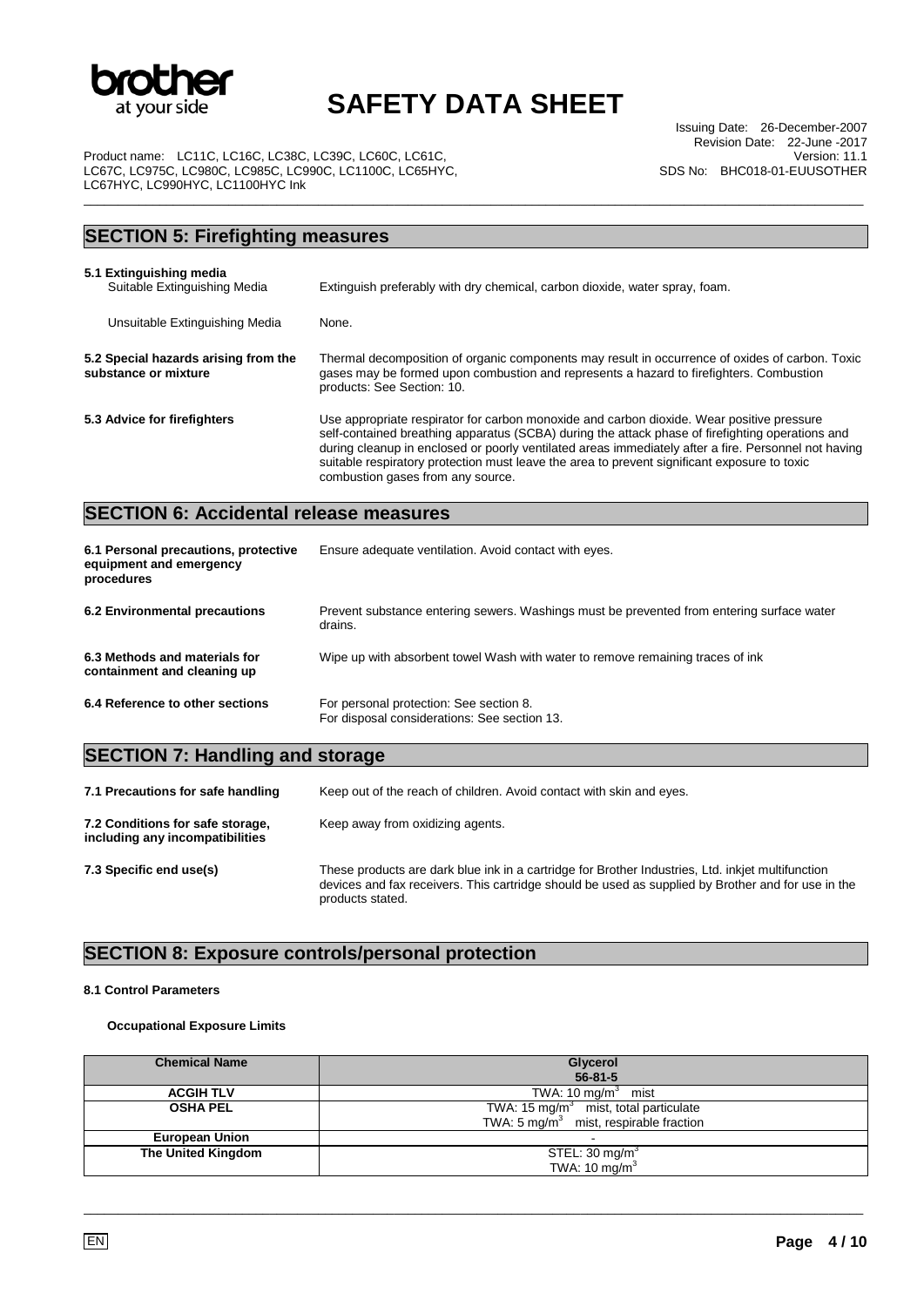## SECTION 5: Firefighting measures

**5.1 Extinguishing media**

Suitable Extinguishing Media: Extinguish preferably with dry chemical, carbon dioxide, water spray, foam.

Unsuitable Extinguishing Media: None.

**5.2 Special hazards arising from the substance or mixture**: Thermal decomposition of organic components may result in occurrence of oxides of carbon. Toxic gases may be formed upon combustion and represents a hazard to firefighters. Combustion products: See Section: 10.

**5.3 Advice for firefighters**: Use appropriate respirator for carbon monoxide and carbon dioxide. Wear positive pressure self-contained breathing apparatus (SCBA) during the attack phase of firefighting operations and during cleanup in enclosed or poorly ventilated areas immediately after a fire. Personnel not having suitable respiratory protection must leave the area to prevent significant exposure to toxic combustion gases from any source.

## SECTION 6: Accidental release measures

**6.1 Personal precautions, protective equipment and emergency procedures**: Ensure adequate ventilation. Avoid contact with eyes.

**6.2 Environmental precautions**: Prevent substance entering sewers. Washings must be prevented from entering surface water drains.

**6.3 Methods and materials for containment and cleaning up**: Wipe up with absorbent towel Wash with water to remove remaining traces of ink

**6.4 Reference to other sections**: For personal protection: See section 8.
For disposal considerations: See section 13.

## SECTION 7: Handling and storage

**7.1 Precautions for safe handling**: Keep out of the reach of children. Avoid contact with skin and eyes.

**7.2 Conditions for safe storage, including any incompatibilities**: Keep away from oxidizing agents.

**7.3 Specific end use(s)**: These products are dark blue ink in a cartridge for Brother Industries, Ltd. inkjet multifunction devices and fax receivers. This cartridge should be used as supplied by Brother and for use in the products stated.

## SECTION 8: Exposure controls/personal protection

**8.1 Control Parameters**

**Occupational Exposure Limits**

| Chemical Name | Glycerol 56-81-5 |
|---|---|
| ACGIH TLV | TWA: 10 $mg/m^3$ mist |
| OSHA PEL | TWA: 15 $mg/m^3$ mist, total particulate<br>TWA: 5 $mg/m^3$ mist, respirable fraction |
| European Union | - |
| The United Kingdom | STEL: 30 $mg/m^3$<br>TWA: 10 $mg/m^3$ |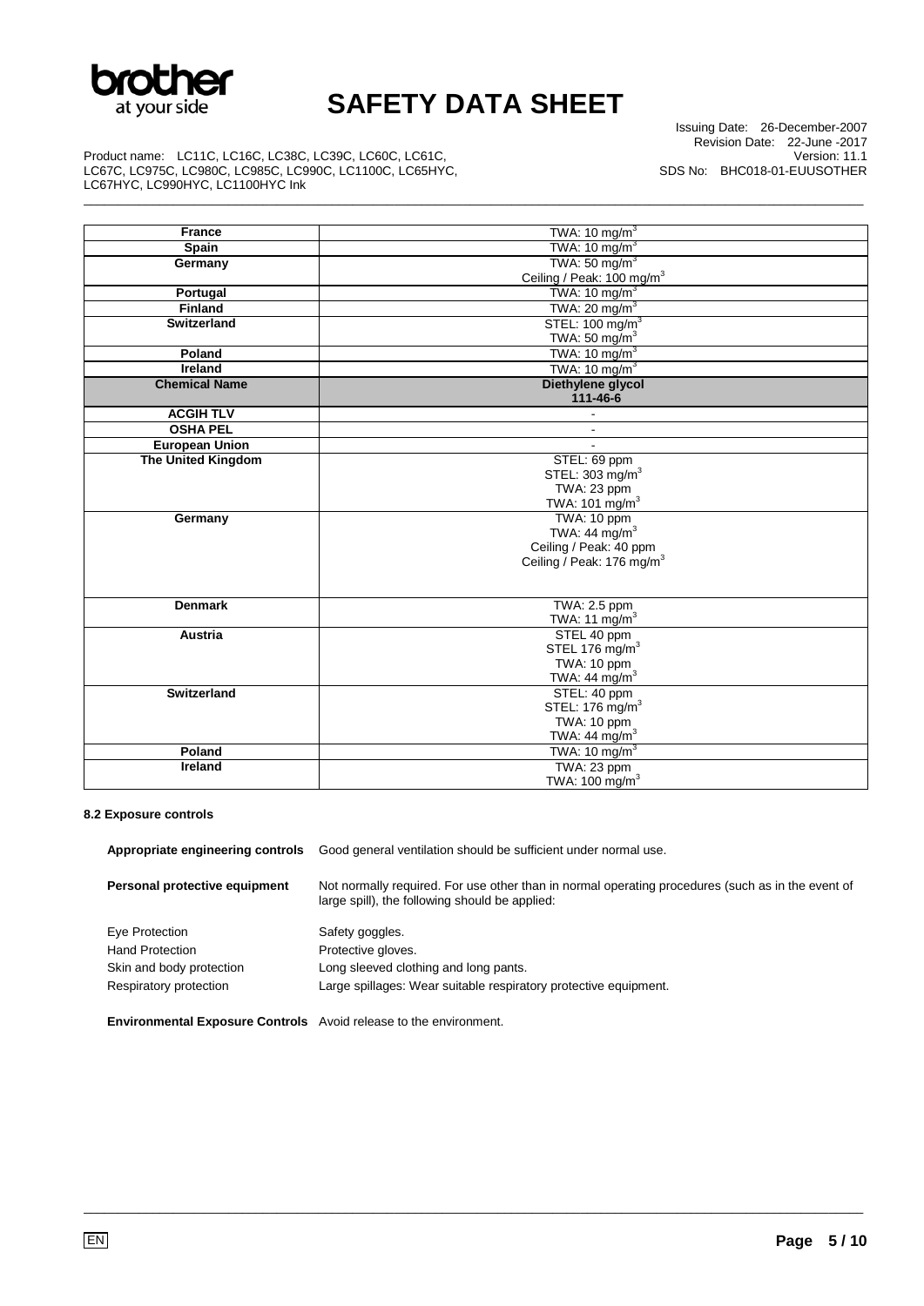| France | TWA: 10 mg/m$^3$ |
|---|---|
| Spain | TWA: 10 mg/m$^3$ |
| Germany | TWA: 50 mg/m$^3$<br>Ceiling / Peak: 100 mg/m$^3$ |
| Portugal | TWA: 10 mg/m$^3$ |
| Finland | TWA: 20 mg/m$^3$ |
| Switzerland | STEL: 100 mg/m$^3$<br>TWA: 50 mg/m$^3$ |
| Poland | TWA: 10 mg/m$^3$ |
| Ireland | TWA: 10 mg/m$^3$ |
| **Chemical Name** | **Diethylene glycol<br>111-46-6** |
| **ACGIH TLV** | - |
| **OSHA PEL** | - |
| **European Union** | - |
| **The United Kingdom** | STEL: 69 ppm<br>STEL: 303 mg/m$^3$<br>TWA: 23 ppm<br>TWA: 101 mg/m$^3$ |
| **Germany** | TWA: 10 ppm<br>TWA: 44 mg/m$^3$<br>Ceiling / Peak: 40 ppm<br>Ceiling / Peak: 176 mg/m$^3$ |
| **Denmark** | TWA: 2.5 ppm<br>TWA: 11 mg/m$^3$ |
| **Austria** | STEL 40 ppm<br>STEL 176 mg/m$^3$<br>TWA: 10 ppm<br>TWA: 44 mg/m$^3$ |
| **Switzerland** | STEL: 40 ppm<br>STEL: 176 mg/m$^3$<br>TWA: 10 ppm<br>TWA: 44 mg/m$^3$ |
| **Poland** | TWA: 10 mg/m$^3$ |
| **Ireland** | TWA: 23 ppm<br>TWA: 100 mg/m$^3$ |

#### 8.2 Exposure controls

**Appropriate engineering controls** Good general ventilation should be sufficient under normal use.

**Personal protective equipment** Not normally required. For use other than in normal operating procedures (such as in the event of large spill), the following should be applied:

Eye Protection Safety goggles.

Hand Protection Protective gloves.

Skin and body protection Long sleeved clothing and long pants.

Respiratory protection Large spillages: Wear suitable respiratory protective equipment.

**Environmental Exposure Controls** Avoid release to the environment.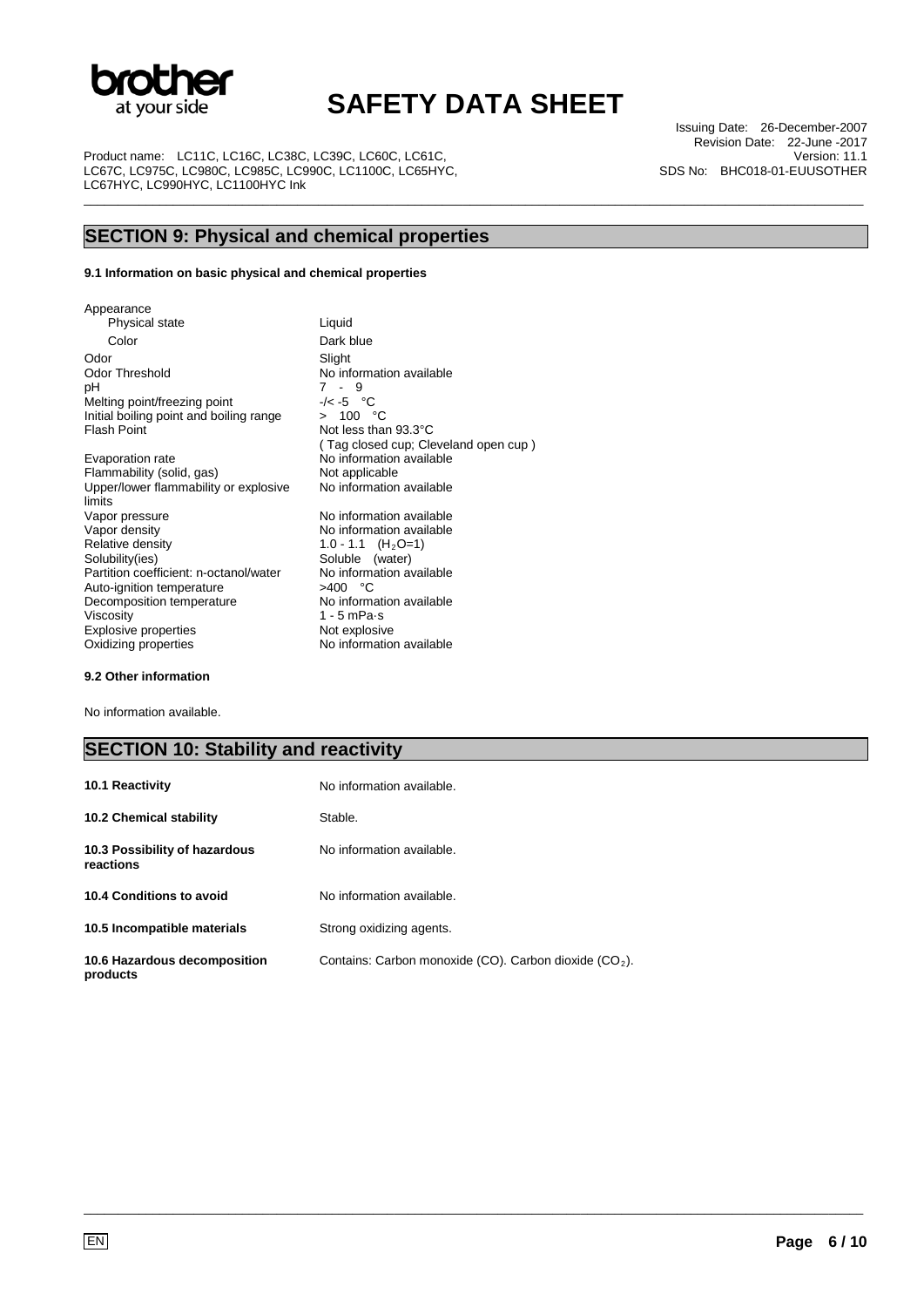## SECTION 9: Physical and chemical properties

**9.1 Information on basic physical and chemical properties**

| Property | Value |
|---|---|
| Appearance | |
| Physical state | Liquid |
| Color | Dark blue |
| Odor | Slight |
| Odor Threshold | No information available |
| pH | 7 - 9 |
| Melting point/freezing point | -/< -5 °C |
| Initial boiling point and boiling range | > 100 °C |
| Flash Point | Not less than 93.3°C (Tag closed cup; Cleveland open cup) |
| Evaporation rate | No information available |
| Flammability (solid, gas) | Not applicable |
| Upper/lower flammability or explosive limits | No information available |
| Vapor pressure | No information available |
| Vapor density | No information available |
| Relative density | 1.0 - 1.1 ($H_2O$=1) |
| Solubility(ies) | Soluble (water) |
| Partition coefficient: n-octanol/water | No information available |
| Auto-ignition temperature | >400 °C |
| Decomposition temperature | No information available |
| Viscosity | 1 - 5 mPa·s |
| Explosive properties | Not explosive |
| Oxidizing properties | No information available |

**9.2 Other information**

No information available.

## SECTION 10: Stability and reactivity

| | |
|---|---|
| **10.1 Reactivity** | No information available. |
| **10.2 Chemical stability** | Stable. |
| **10.3 Possibility of hazardous reactions** | No information available. |
| **10.4 Conditions to avoid** | No information available. |
| **10.5 Incompatible materials** | Strong oxidizing agents. |
| **10.6 Hazardous decomposition products** | Contains: Carbon monoxide (CO). Carbon dioxide ($CO_2$). |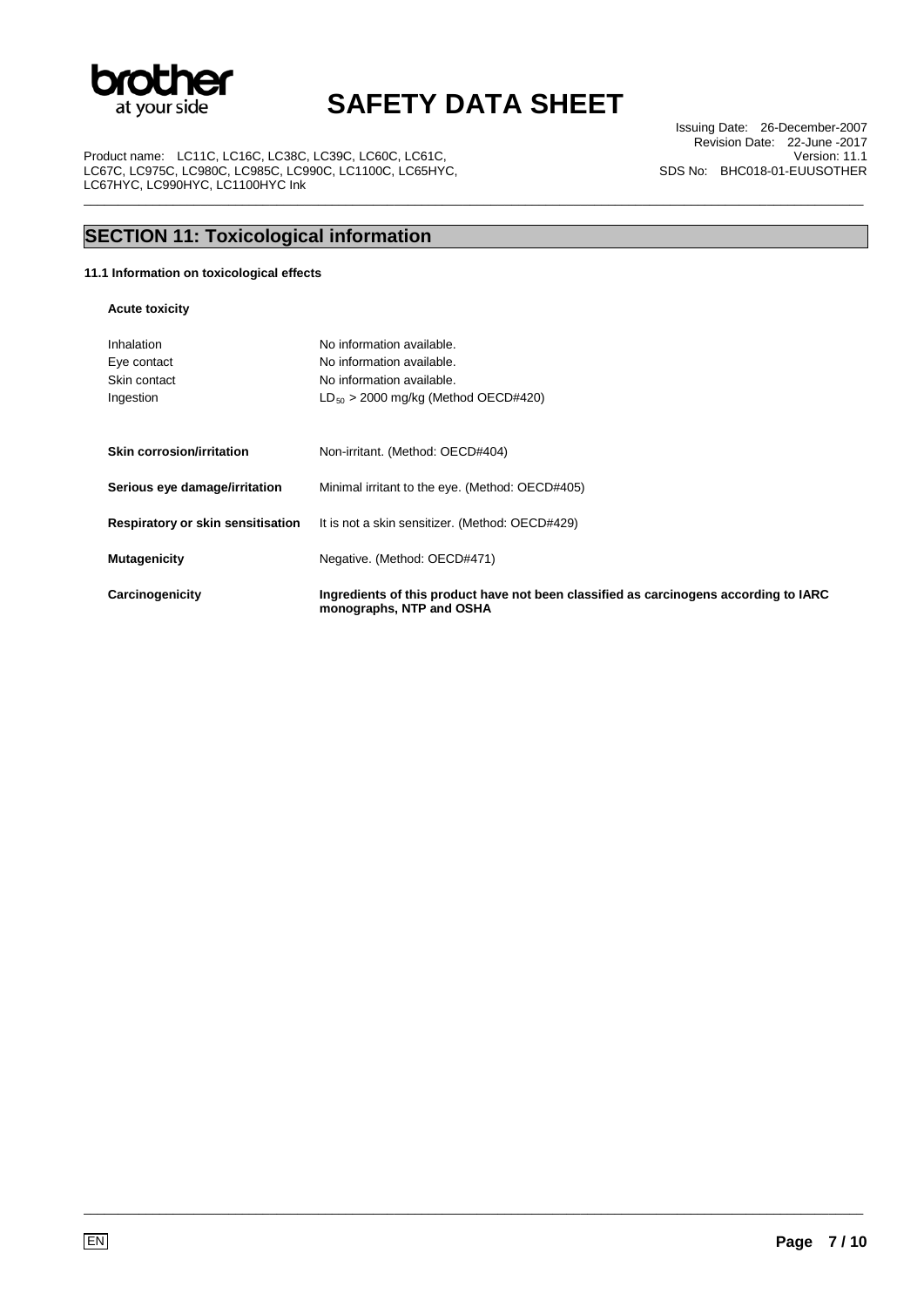## SECTION 11: Toxicological information

### 11.1 Information on toxicological effects

**Acute toxicity**

| | |
|---|---|
| Inhalation | No information available. |
| Eye contact | No information available. |
| Skin contact | No information available. |
| Ingestion | $LD_{50}$ > 2000 mg/kg (Method OECD#420) |

| | |
|---|---|
| **Skin corrosion/irritation** | Non-irritant. (Method: OECD#404) |
| **Serious eye damage/irritation** | Minimal irritant to the eye. (Method: OECD#405) |
| **Respiratory or skin sensitisation** | It is not a skin sensitizer. (Method: OECD#429) |
| **Mutagenicity** | Negative. (Method: OECD#471) |
| **Carcinogenicity** | **Ingredients of this product have not been classified as carcinogens according to IARC monographs, NTP and OSHA** |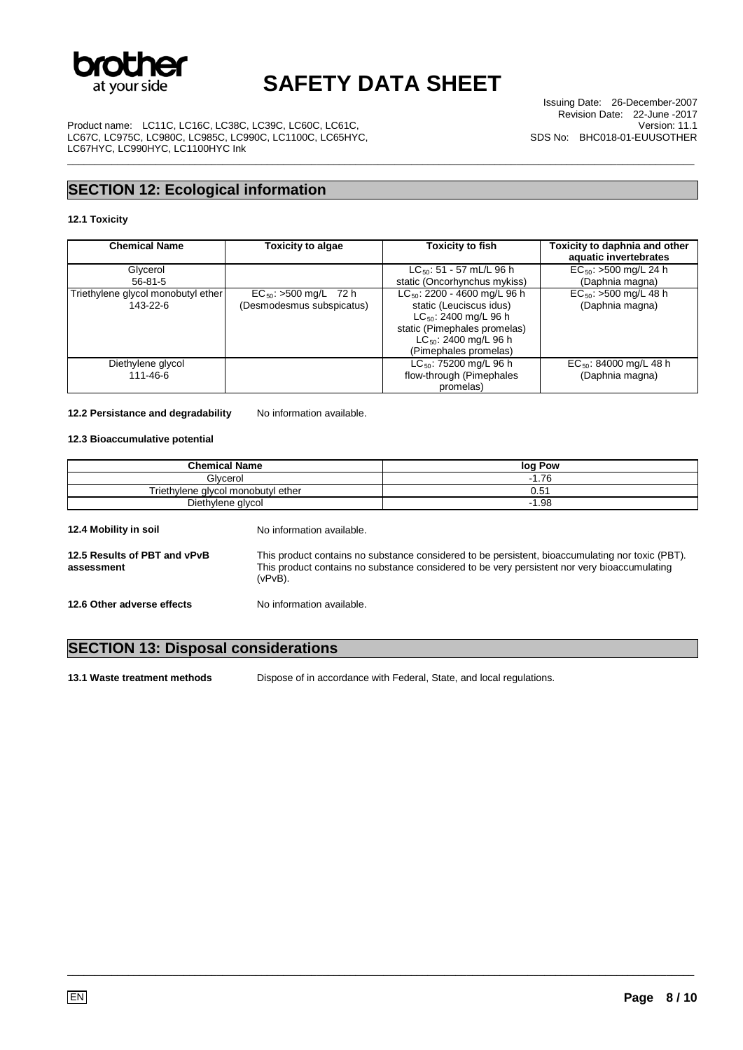## SECTION 12: Ecological information

### 12.1 Toxicity

| Chemical Name | Toxicity to algae | Toxicity to fish | Toxicity to daphnia and other aquatic invertebrates |
|---|---|---|---|
| Glycerol<br>56-81-5 | | $LC_{50}$: 51 - 57 mL/L 96 h<br>static (Oncorhynchus mykiss) | $EC_{50}$: >500 mg/L 24 h<br>(Daphnia magna) |
| Triethylene glycol monobutyl ether<br>143-22-6 | $EC_{50}$: >500 mg/L 72 h<br>(Desmodesmus subspicatus) | $LC_{50}$: 2200 - 4600 mg/L 96 h<br>static (Leuciscus idus)<br>$LC_{50}$: 2400 mg/L 96 h<br>static (Pimephales promelas)<br>$LC_{50}$: 2400 mg/L 96 h<br>(Pimephales promelas) | $EC_{50}$: >500 mg/L 48 h<br>(Daphnia magna) |
| Diethylene glycol<br>111-46-6 | | $LC_{50}$: 75200 mg/L 96 h<br>flow-through (Pimephales promelas) | $EC_{50}$: 84000 mg/L 48 h<br>(Daphnia magna) |

**12.2 Persistance and degradability** No information available.

### 12.3 Bioaccumulative potential

| Chemical Name | log Pow |
|---|---|
| Glycerol | -1.76 |
| Triethylene glycol monobutyl ether | 0.51 |
| Diethylene glycol | -1.98 |

**12.4 Mobility in soil** No information available.

**12.5 Results of PBT and vPvB assessment** This product contains no substance considered to be persistent, bioaccumulating nor toxic (PBT). This product contains no substance considered to be very persistent nor very bioaccumulating (vPvB).

**12.6 Other adverse effects** No information available.

## SECTION 13: Disposal considerations

**13.1 Waste treatment methods** Dispose of in accordance with Federal, State, and local regulations.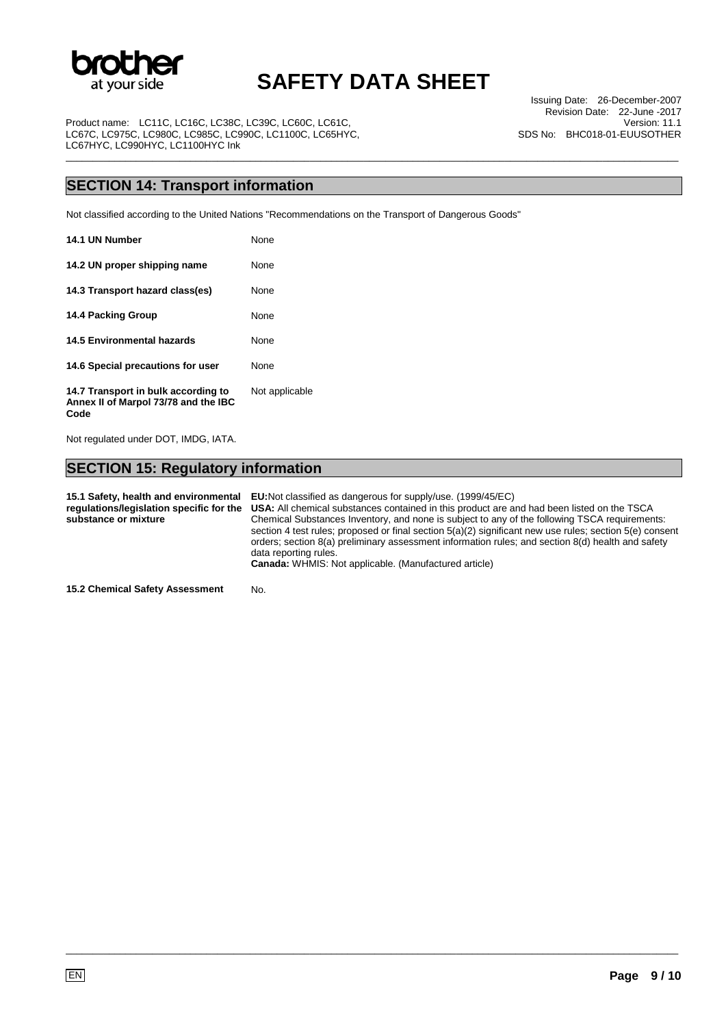## SECTION 14: Transport information

Not classified according to the United Nations "Recommendations on the Transport of Dangerous Goods"

| | |
|---|---|
| **14.1 UN Number** | None |
| **14.2 UN proper shipping name** | None |
| **14.3 Transport hazard class(es)** | None |
| **14.4 Packing Group** | None |
| **14.5 Environmental hazards** | None |
| **14.6 Special precautions for user** | None |
| **14.7 Transport in bulk according to Annex II of Marpol 73/78 and the IBC Code** | Not applicable |

Not regulated under DOT, IMDG, IATA.

## SECTION 15: Regulatory information

| | |
|---|---|
| **15.1 Safety, health and environmental regulations/legislation specific for the substance or mixture** | **EU:** Not classified as dangerous for supply/use. (1999/45/EC)<br>**USA:** All chemical substances contained in this product are and had been listed on the TSCA Chemical Substances Inventory, and none is subject to any of the following TSCA requirements: section 4 test rules; proposed or final section 5(a)(2) significant new use rules; section 5(e) consent orders; section 8(a) preliminary assessment information rules; and section 8(d) health and safety data reporting rules.<br>**Canada:** WHMIS: Not applicable. (Manufactured article) |
| **15.2 Chemical Safety Assessment** | No. |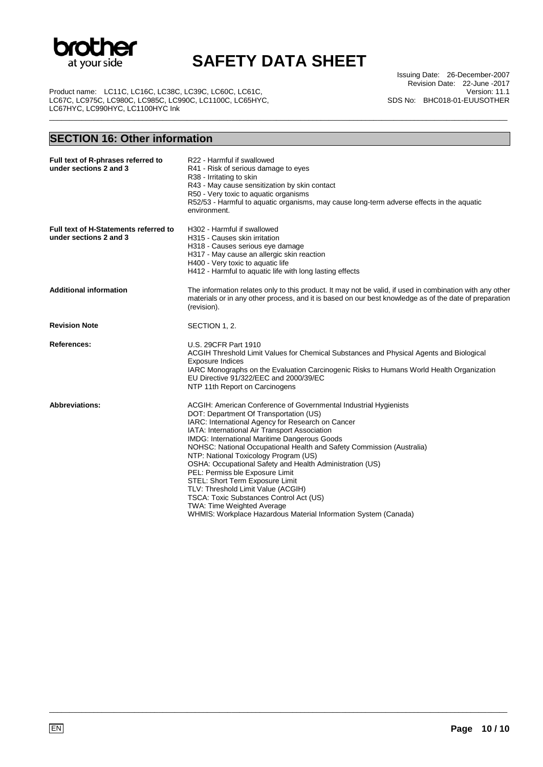## SECTION 16: Other information

| | |
|---|---|
| **Full text of R-phrases referred to under sections 2 and 3** | R22 - Harmful if swallowed<br>R41 - Risk of serious damage to eyes<br>R38 - Irritating to skin<br>R43 - May cause sensitization by skin contact<br>R50 - Very toxic to aquatic organisms<br>R52/53 - Harmful to aquatic organisms, may cause long-term adverse effects in the aquatic environment. |
| **Full text of H-Statements referred to under sections 2 and 3** | H302 - Harmful if swallowed<br>H315 - Causes skin irritation<br>H318 - Causes serious eye damage<br>H317 - May cause an allergic skin reaction<br>H400 - Very toxic to aquatic life<br>H412 - Harmful to aquatic life with long lasting effects |
| **Additional information** | The information relates only to this product. It may not be valid, if used in combination with any other materials or in any other process, and it is based on our best knowledge as of the date of preparation (revision). |
| **Revision Note** | SECTION 1, 2. |
| **References:** | U.S. 29CFR Part 1910<br>ACGIH Threshold Limit Values for Chemical Substances and Physical Agents and Biological Exposure Indices<br>IARC Monographs on the Evaluation Carcinogenic Risks to Humans World Health Organization<br>EU Directive 91/322/EEC and 2000/39/EC<br>NTP 11th Report on Carcinogens |
| **Abbreviations:** | ACGIH: American Conference of Governmental Industrial Hygienists<br>DOT: Department Of Transportation (US)<br>IARC: International Agency for Research on Cancer<br>IATA: International Air Transport Association<br>IMDG: International Maritime Dangerous Goods<br>NOHSC: National Occupational Health and Safety Commission (Australia)<br>NTP: National Toxicology Program (US)<br>OSHA: Occupational Safety and Health Administration (US)<br>PEL: Permiss ble Exposure Limit<br>STEL: Short Term Exposure Limit<br>TLV: Threshold Limit Value (ACGIH)<br>TSCA: Toxic Substances Control Act (US)<br>TWA: Time Weighted Average<br>WHMIS: Workplace Hazardous Material Information System (Canada) |